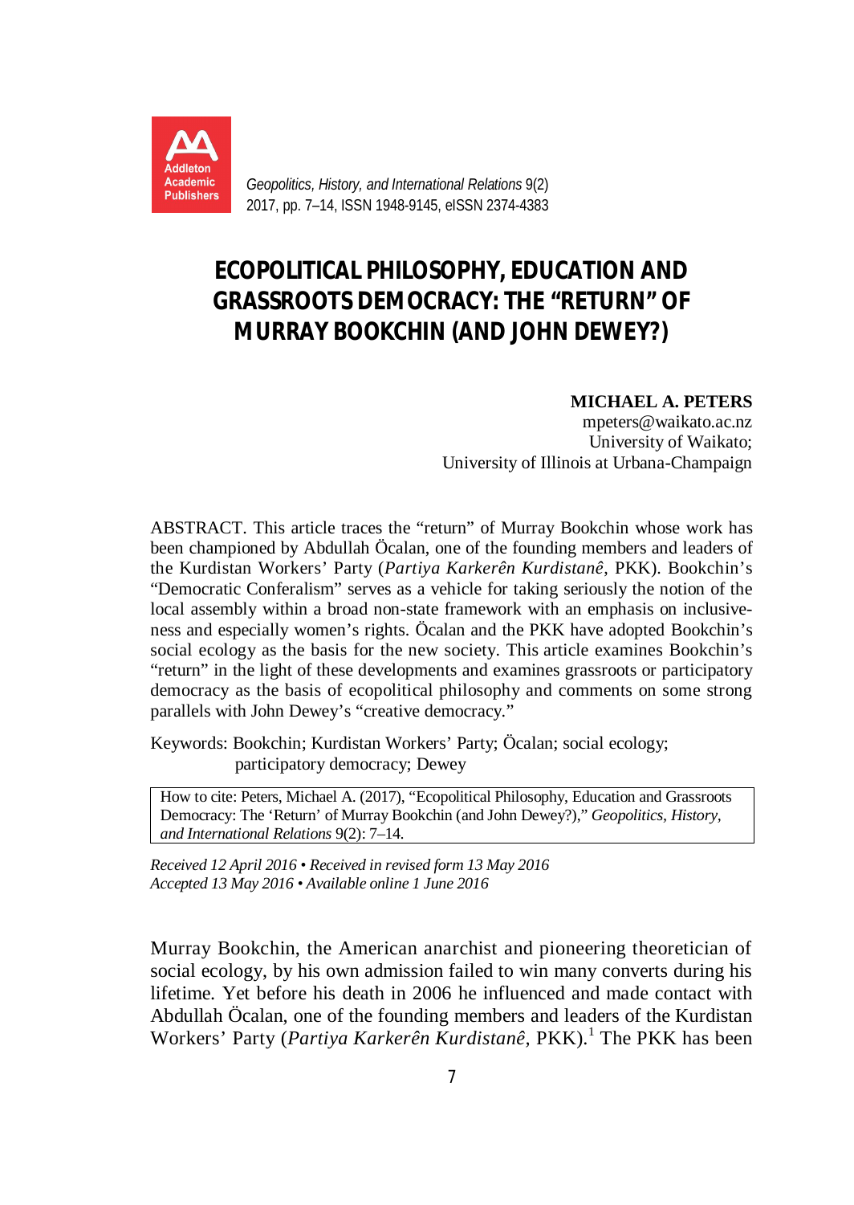# ECOPOLITICAL PHILOSOPHY, EDUCATION AND GRASSROOTS DEMOCRACY: THE "RETURN" OF MURRAY BOOKCHIN (AND JOHN DEWEY?)

**MICHAEL A. PETERS**
mpeters@waikato.ac.nz
University of Waikato;
University of Illinois at Urbana-Champaign

ABSTRACT. This article traces the "return" of Murray Bookchin whose work has been championed by Abdullah Öcalan, one of the founding members and leaders of the Kurdistan Workers' Party (*Partiya Karkerên Kurdistanê*, PKK). Bookchin's "Democratic Conferalism" serves as a vehicle for taking seriously the notion of the local assembly within a broad non-state framework with an emphasis on inclusiveness and especially women's rights. Öcalan and the PKK have adopted Bookchin's social ecology as the basis for the new society. This article examines Bookchin's "return" in the light of these developments and examines grassroots or participatory democracy as the basis of ecopolitical philosophy and comments on some strong parallels with John Dewey's "creative democracy."

Keywords: Bookchin; Kurdistan Workers' Party; Öcalan; social ecology; participatory democracy; Dewey

How to cite: Peters, Michael A. (2017), "Ecopolitical Philosophy, Education and Grassroots Democracy: The 'Return' of Murray Bookchin (and John Dewey?)," *Geopolitics, History, and International Relations* 9(2): 7–14.

*Received 12 April 2016 • Received in revised form 13 May 2016*
*Accepted 13 May 2016 • Available online 1 June 2016*

Murray Bookchin, the American anarchist and pioneering theoretician of social ecology, by his own admission failed to win many converts during his lifetime. Yet before his death in 2006 he influenced and made contact with Abdullah Öcalan, one of the founding members and leaders of the Kurdistan Workers' Party (*Partiya Karkerên Kurdistanê*, PKK).[1] The PKK has been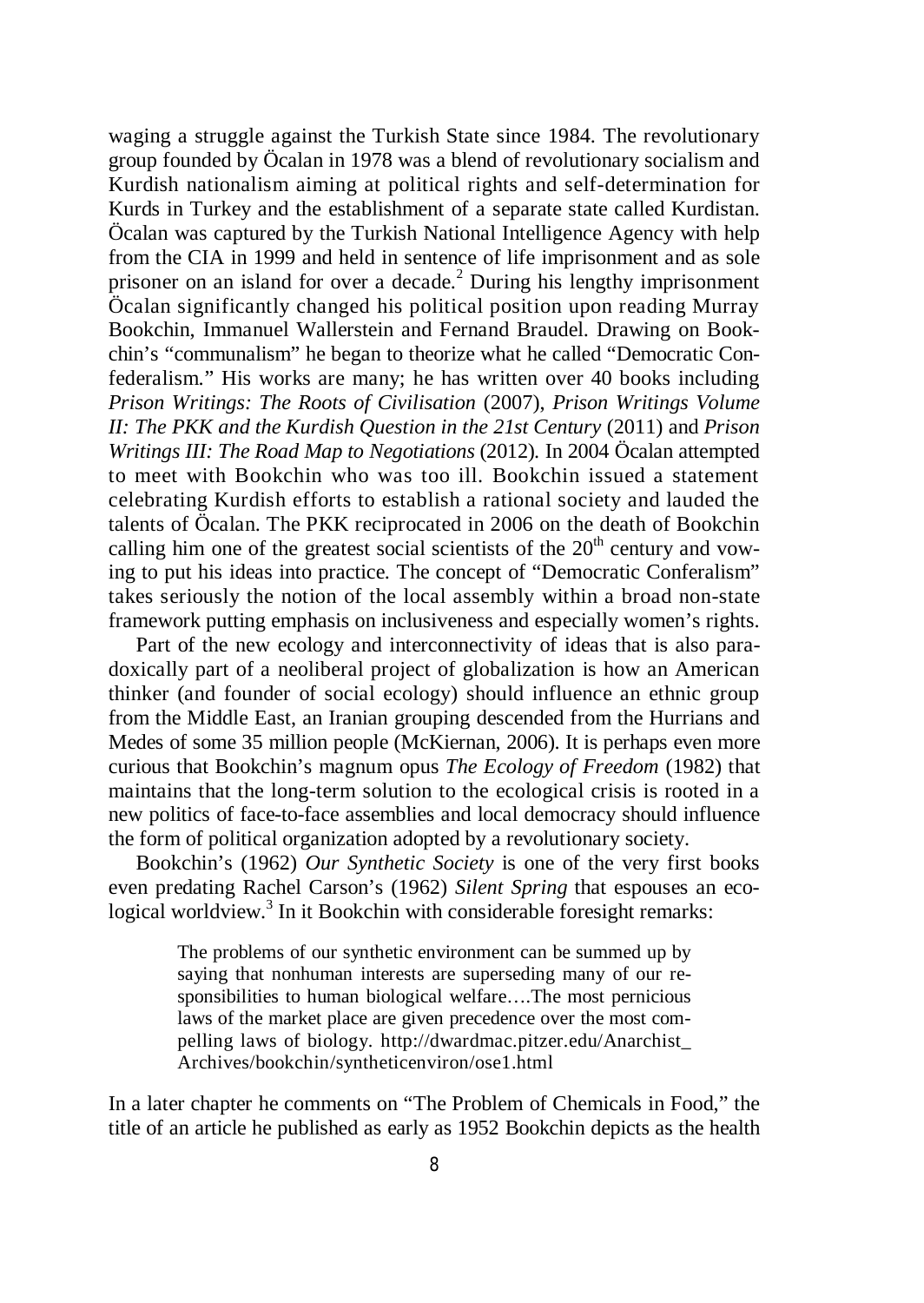waging a struggle against the Turkish State since 1984. The revolutionary group founded by Öcalan in 1978 was a blend of revolutionary socialism and Kurdish nationalism aiming at political rights and self-determination for Kurds in Turkey and the establishment of a separate state called Kurdistan. Öcalan was captured by the Turkish National Intelligence Agency with help from the CIA in 1999 and held in sentence of life imprisonment and as sole prisoner on an island for over a decade.[2] During his lengthy imprisonment Öcalan significantly changed his political position upon reading Murray Bookchin, Immanuel Wallerstein and Fernand Braudel. Drawing on Bookchin's "communalism" he began to theorize what he called "Democratic Confederalism." His works are many; he has written over 40 books including *Prison Writings: The Roots of Civilisation* (2007), *Prison Writings Volume II: The PKK and the Kurdish Question in the 21st Century* (2011) and *Prison Writings III: The Road Map to Negotiations* (2012). In 2004 Öcalan attempted to meet with Bookchin who was too ill. Bookchin issued a statement celebrating Kurdish efforts to establish a rational society and lauded the talents of Öcalan. The PKK reciprocated in 2006 on the death of Bookchin calling him one of the greatest social scientists of the 20th century and vowing to put his ideas into practice. The concept of "Democratic Conferalism" takes seriously the notion of the local assembly within a broad non-state framework putting emphasis on inclusiveness and especially women's rights.

Part of the new ecology and interconnectivity of ideas that is also paradoxically part of a neoliberal project of globalization is how an American thinker (and founder of social ecology) should influence an ethnic group from the Middle East, an Iranian grouping descended from the Hurrians and Medes of some 35 million people (McKiernan, 2006). It is perhaps even more curious that Bookchin's magnum opus *The Ecology of Freedom* (1982) that maintains that the long-term solution to the ecological crisis is rooted in a new politics of face-to-face assemblies and local democracy should influence the form of political organization adopted by a revolutionary society.

Bookchin's (1962) *Our Synthetic Society* is one of the very first books even predating Rachel Carson's (1962) *Silent Spring* that espouses an ecological worldview.[3] In it Bookchin with considerable foresight remarks:

> The problems of our synthetic environment can be summed up by saying that nonhuman interests are superseding many of our responsibilities to human biological welfare….The most pernicious laws of the market place are given precedence over the most compelling laws of biology. http://dwardmac.pitzer.edu/Anarchist_Archives/bookchin/syntheticenviron/ose1.html

In a later chapter he comments on "The Problem of Chemicals in Food," the title of an article he published as early as 1952 Bookchin depicts as the health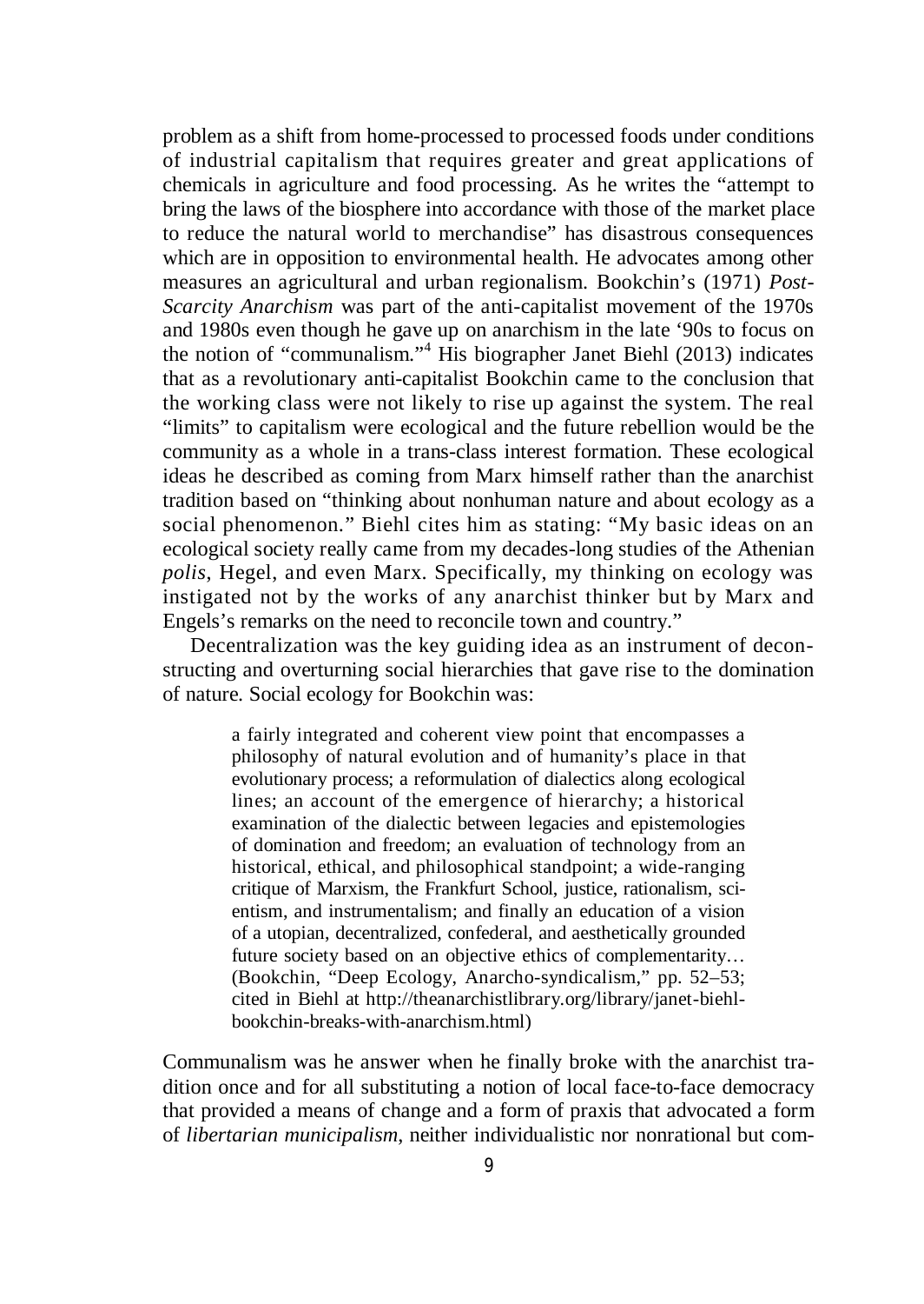problem as a shift from home-processed to processed foods under conditions of industrial capitalism that requires greater and great applications of chemicals in agriculture and food processing. As he writes the "attempt to bring the laws of the biosphere into accordance with those of the market place to reduce the natural world to merchandise" has disastrous consequences which are in opposition to environmental health. He advocates among other measures an agricultural and urban regionalism. Bookchin's (1971) *Post-Scarcity Anarchism* was part of the anti-capitalist movement of the 1970s and 1980s even though he gave up on anarchism in the late '90s to focus on the notion of "communalism."[4] His biographer Janet Biehl (2013) indicates that as a revolutionary anti-capitalist Bookchin came to the conclusion that the working class were not likely to rise up against the system. The real "limits" to capitalism were ecological and the future rebellion would be the community as a whole in a trans-class interest formation. These ecological ideas he described as coming from Marx himself rather than the anarchist tradition based on "thinking about nonhuman nature and about ecology as a social phenomenon." Biehl cites him as stating: "My basic ideas on an ecological society really came from my decades-long studies of the Athenian *polis*, Hegel, and even Marx. Specifically, my thinking on ecology was instigated not by the works of any anarchist thinker but by Marx and Engels's remarks on the need to reconcile town and country."

Decentralization was the key guiding idea as an instrument of deconstructing and overturning social hierarchies that gave rise to the domination of nature. Social ecology for Bookchin was:

> a fairly integrated and coherent view point that encompasses a philosophy of natural evolution and of humanity's place in that evolutionary process; a reformulation of dialectics along ecological lines; an account of the emergence of hierarchy; a historical examination of the dialectic between legacies and epistemologies of domination and freedom; an evaluation of technology from an historical, ethical, and philosophical standpoint; a wide-ranging critique of Marxism, the Frankfurt School, justice, rationalism, scientism, and instrumentalism; and finally an education of a vision of a utopian, decentralized, confederal, and aesthetically grounded future society based on an objective ethics of complementarity… (Bookchin, "Deep Ecology, Anarcho-syndicalism," pp. 52–53; cited in Biehl at http://theanarchistlibrary.org/library/janet-biehl-bookchin-breaks-with-anarchism.html)

Communalism was he answer when he finally broke with the anarchist tradition once and for all substituting a notion of local face-to-face democracy that provided a means of change and a form of praxis that advocated a form of *libertarian municipalism*, neither individualistic nor nonrational but com-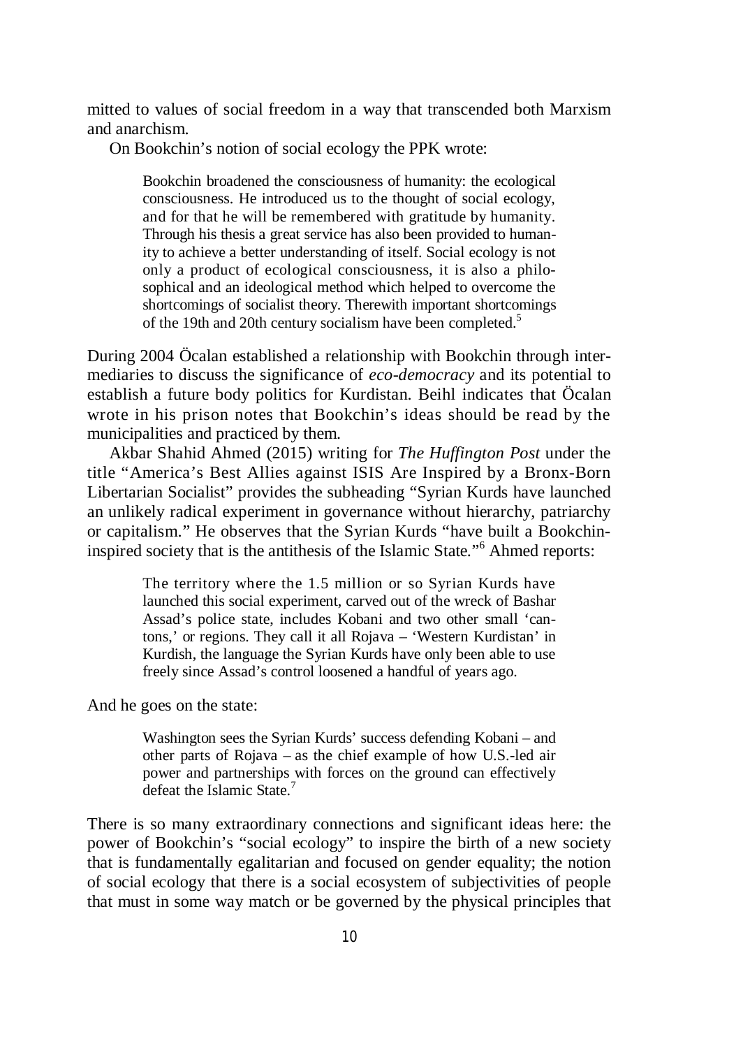mitted to values of social freedom in a way that transcended both Marxism and anarchism.

On Bookchin's notion of social ecology the PPK wrote:

> Bookchin broadened the consciousness of humanity: the ecological consciousness. He introduced us to the thought of social ecology, and for that he will be remembered with gratitude by humanity. Through his thesis a great service has also been provided to humanity to achieve a better understanding of itself. Social ecology is not only a product of ecological consciousness, it is also a philosophical and an ideological method which helped to overcome the shortcomings of socialist theory. Therewith important shortcomings of the 19th and 20th century socialism have been completed.[5]

During 2004 Öcalan established a relationship with Bookchin through intermediaries to discuss the significance of *eco-democracy* and its potential to establish a future body politics for Kurdistan. Beihl indicates that Öcalan wrote in his prison notes that Bookchin's ideas should be read by the municipalities and practiced by them.

Akbar Shahid Ahmed (2015) writing for *The Huffington Post* under the title "America's Best Allies against ISIS Are Inspired by a Bronx-Born Libertarian Socialist" provides the subheading "Syrian Kurds have launched an unlikely radical experiment in governance without hierarchy, patriarchy or capitalism." He observes that the Syrian Kurds "have built a Bookchin-inspired society that is the antithesis of the Islamic State."[6] Ahmed reports:

> The territory where the 1.5 million or so Syrian Kurds have launched this social experiment, carved out of the wreck of Bashar Assad's police state, includes Kobani and two other small 'cantons,' or regions. They call it all Rojava – 'Western Kurdistan' in Kurdish, the language the Syrian Kurds have only been able to use freely since Assad's control loosened a handful of years ago.

And he goes on the state:

> Washington sees the Syrian Kurds' success defending Kobani – and other parts of Rojava – as the chief example of how U.S.-led air power and partnerships with forces on the ground can effectively defeat the Islamic State.[7]

There is so many extraordinary connections and significant ideas here: the power of Bookchin's "social ecology" to inspire the birth of a new society that is fundamentally egalitarian and focused on gender equality; the notion of social ecology that there is a social ecosystem of subjectivities of people that must in some way match or be governed by the physical principles that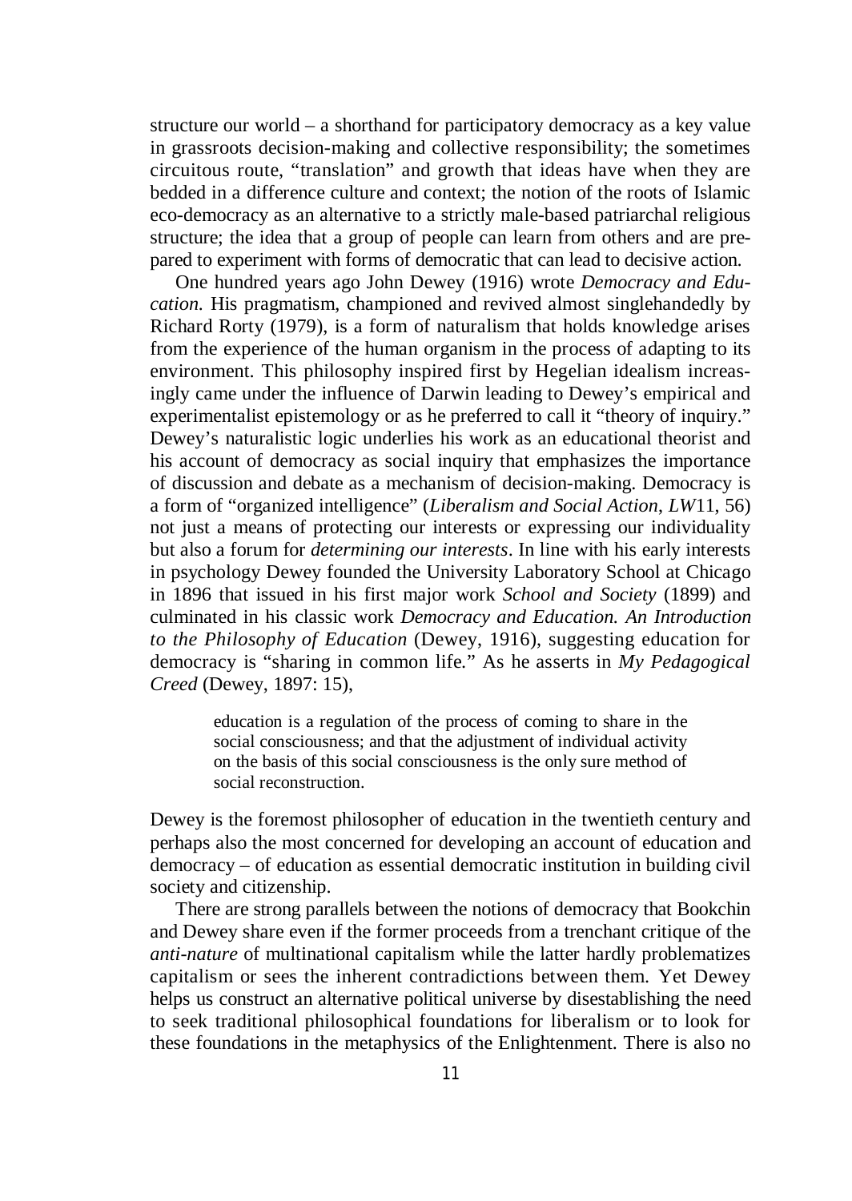structure our world – a shorthand for participatory democracy as a key value in grassroots decision-making and collective responsibility; the sometimes circuitous route, "translation" and growth that ideas have when they are bedded in a difference culture and context; the notion of the roots of Islamic eco-democracy as an alternative to a strictly male-based patriarchal religious structure; the idea that a group of people can learn from others and are prepared to experiment with forms of democratic that can lead to decisive action.

One hundred years ago John Dewey (1916) wrote *Democracy and Education*. His pragmatism, championed and revived almost singlehandedly by Richard Rorty (1979), is a form of naturalism that holds knowledge arises from the experience of the human organism in the process of adapting to its environment. This philosophy inspired first by Hegelian idealism increasingly came under the influence of Darwin leading to Dewey's empirical and experimentalist epistemology or as he preferred to call it "theory of inquiry." Dewey's naturalistic logic underlies his work as an educational theorist and his account of democracy as social inquiry that emphasizes the importance of discussion and debate as a mechanism of decision-making. Democracy is a form of "organized intelligence" (*Liberalism and Social Action*, *LW*11, 56) not just a means of protecting our interests or expressing our individuality but also a forum for *determining our interests*. In line with his early interests in psychology Dewey founded the University Laboratory School at Chicago in 1896 that issued in his first major work *School and Society* (1899) and culminated in his classic work *Democracy and Education. An Introduction to the Philosophy of Education* (Dewey, 1916), suggesting education for democracy is "sharing in common life." As he asserts in *My Pedagogical Creed* (Dewey, 1897: 15),

> education is a regulation of the process of coming to share in the social consciousness; and that the adjustment of individual activity on the basis of this social consciousness is the only sure method of social reconstruction.

Dewey is the foremost philosopher of education in the twentieth century and perhaps also the most concerned for developing an account of education and democracy – of education as essential democratic institution in building civil society and citizenship.

There are strong parallels between the notions of democracy that Bookchin and Dewey share even if the former proceeds from a trenchant critique of the *anti-nature* of multinational capitalism while the latter hardly problematizes capitalism or sees the inherent contradictions between them. Yet Dewey helps us construct an alternative political universe by disestablishing the need to seek traditional philosophical foundations for liberalism or to look for these foundations in the metaphysics of the Enlightenment. There is also no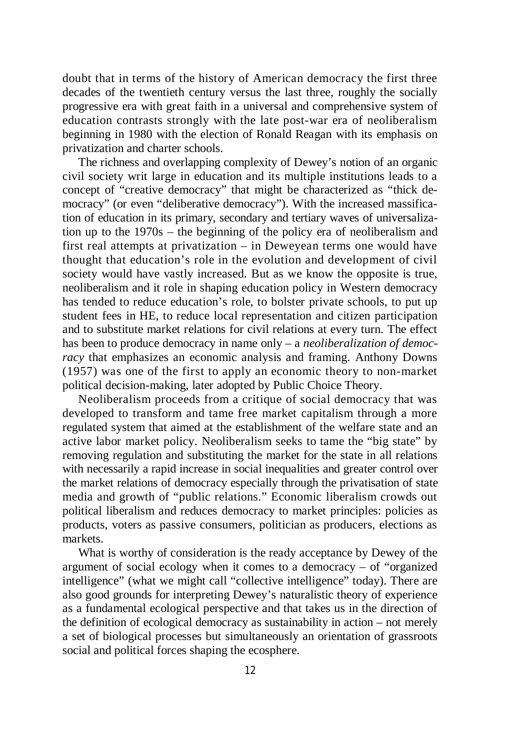doubt that in terms of the history of American democracy the first three decades of the twentieth century versus the last three, roughly the socially progressive era with great faith in a universal and comprehensive system of education contrasts strongly with the late post-war era of neoliberalism beginning in 1980 with the election of Ronald Reagan with its emphasis on privatization and charter schools.

The richness and overlapping complexity of Dewey's notion of an organic civil society writ large in education and its multiple institutions leads to a concept of "creative democracy" that might be characterized as "thick democracy" (or even "deliberative democracy"). With the increased massification of education in its primary, secondary and tertiary waves of universalization up to the 1970s – the beginning of the policy era of neoliberalism and first real attempts at privatization – in Deweyean terms one would have thought that education's role in the evolution and development of civil society would have vastly increased. But as we know the opposite is true, neoliberalism and it role in shaping education policy in Western democracy has tended to reduce education's role, to bolster private schools, to put up student fees in HE, to reduce local representation and citizen participation and to substitute market relations for civil relations at every turn. The effect has been to produce democracy in name only – a *neoliberalization of democracy* that emphasizes an economic analysis and framing. Anthony Downs (1957) was one of the first to apply an economic theory to non-market political decision-making, later adopted by Public Choice Theory.

Neoliberalism proceeds from a critique of social democracy that was developed to transform and tame free market capitalism through a more regulated system that aimed at the establishment of the welfare state and an active labor market policy. Neoliberalism seeks to tame the "big state" by removing regulation and substituting the market for the state in all relations with necessarily a rapid increase in social inequalities and greater control over the market relations of democracy especially through the privatisation of state media and growth of "public relations." Economic liberalism crowds out political liberalism and reduces democracy to market principles: policies as products, voters as passive consumers, politician as producers, elections as markets.

What is worthy of consideration is the ready acceptance by Dewey of the argument of social ecology when it comes to a democracy – of "organized intelligence" (what we might call "collective intelligence" today). There are also good grounds for interpreting Dewey's naturalistic theory of experience as a fundamental ecological perspective and that takes us in the direction of the definition of ecological democracy as sustainability in action – not merely a set of biological processes but simultaneously an orientation of grassroots social and political forces shaping the ecosphere.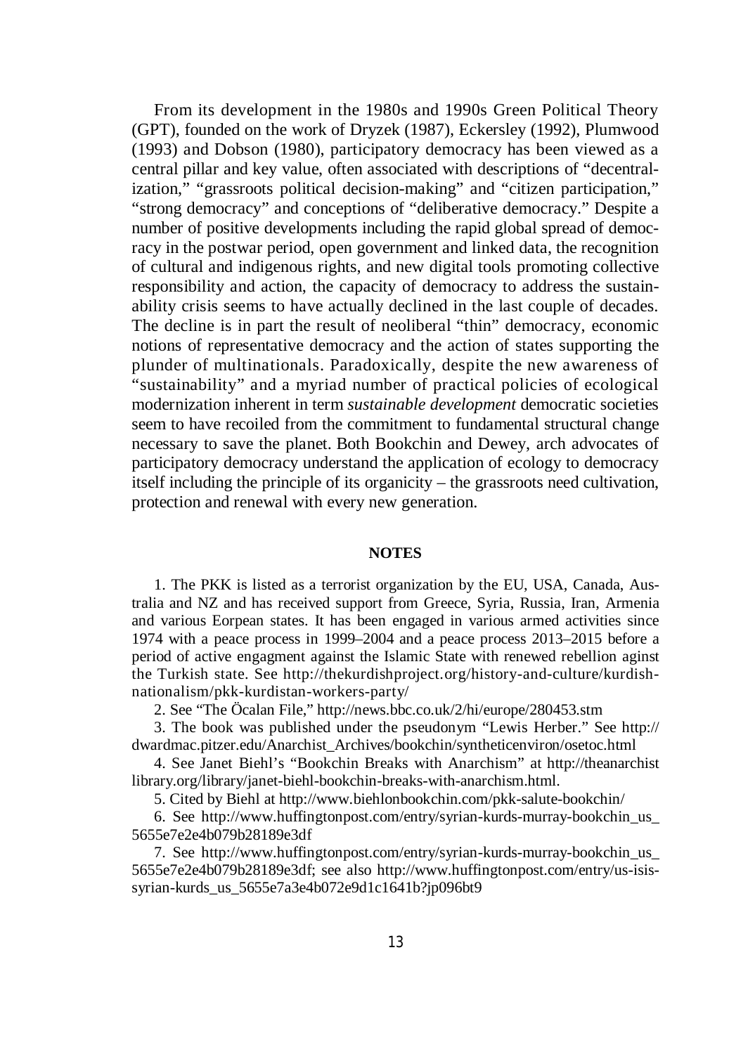From its development in the 1980s and 1990s Green Political Theory (GPT), founded on the work of Dryzek (1987), Eckersley (1992), Plumwood (1993) and Dobson (1980), participatory democracy has been viewed as a central pillar and key value, often associated with descriptions of "decentralization," "grassroots political decision-making" and "citizen participation," "strong democracy" and conceptions of "deliberative democracy." Despite a number of positive developments including the rapid global spread of democracy in the postwar period, open government and linked data, the recognition of cultural and indigenous rights, and new digital tools promoting collective responsibility and action, the capacity of democracy to address the sustainability crisis seems to have actually declined in the last couple of decades. The decline is in part the result of neoliberal "thin" democracy, economic notions of representative democracy and the action of states supporting the plunder of multinationals. Paradoxically, despite the new awareness of "sustainability" and a myriad number of practical policies of ecological modernization inherent in term *sustainable development* democratic societies seem to have recoiled from the commitment to fundamental structural change necessary to save the planet. Both Bookchin and Dewey, arch advocates of participatory democracy understand the application of ecology to democracy itself including the principle of its organicity – the grassroots need cultivation, protection and renewal with every new generation.

## NOTES

1. The PKK is listed as a terrorist organization by the EU, USA, Canada, Australia and NZ and has received support from Greece, Syria, Russia, Iran, Armenia and various Eorpean states. It has been engaged in various armed activities since 1974 with a peace process in 1999–2004 and a peace process 2013–2015 before a period of active engagment against the Islamic State with renewed rebellion aginst the Turkish state. See http://thekurdishproject.org/history-and-culture/kurdish-nationalism/pkk-kurdistan-workers-party/

2. See "The Öcalan File," http://news.bbc.co.uk/2/hi/europe/280453.stm

3. The book was published under the pseudonym "Lewis Herber." See http://dwardmac.pitzer.edu/Anarchist_Archives/bookchin/syntheticenviron/osetoc.html

4. See Janet Biehl's "Bookchin Breaks with Anarchism" at http://theanarchistlibrary.org/library/janet-biehl-bookchin-breaks-with-anarchism.html.

5. Cited by Biehl at http://www.biehlonbookchin.com/pkk-salute-bookchin/

6. See http://www.huffingtonpost.com/entry/syrian-kurds-murray-bookchin_us_5655e7e2e4b079b28189e3df

7. See http://www.huffingtonpost.com/entry/syrian-kurds-murray-bookchin_us_5655e7e2e4b079b28189e3df; see also http://www.huffingtonpost.com/entry/us-isis-syrian-kurds_us_5655e7a3e4b072e9d1c1641b?jp096bt9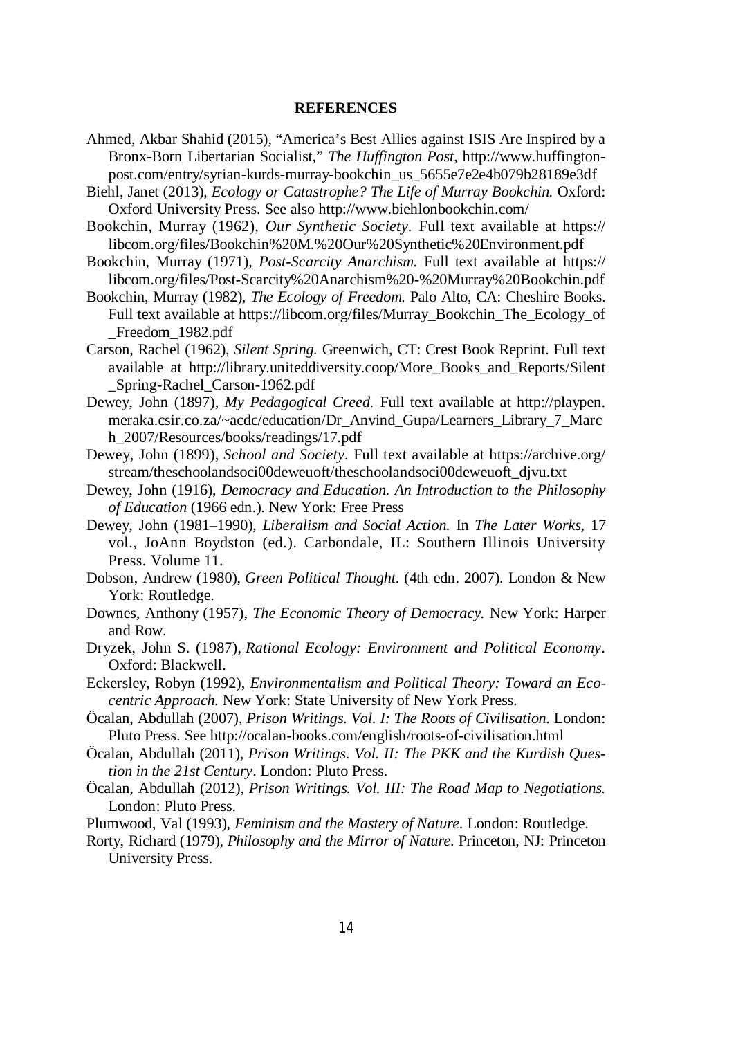## REFERENCES

Ahmed, Akbar Shahid (2015), "America's Best Allies against ISIS Are Inspired by a Bronx-Born Libertarian Socialist," *The Huffington Post*, http://www.huffington-post.com/entry/syrian-kurds-murray-bookchin_us_5655e7e2e4b079b28189e3df

Biehl, Janet (2013), *Ecology or Catastrophe? The Life of Murray Bookchin.* Oxford: Oxford University Press. See also http://www.biehlonbookchin.com/

Bookchin, Murray (1962), *Our Synthetic Society*. Full text available at https://libcom.org/files/Bookchin%20M.%20Our%20Synthetic%20Environment.pdf

Bookchin, Murray (1971), *Post-Scarcity Anarchism.* Full text available at https://libcom.org/files/Post-Scarcity%20Anarchism%20-%20Murray%20Bookchin.pdf

Bookchin, Murray (1982), *The Ecology of Freedom.* Palo Alto, CA: Cheshire Books. Full text available at https://libcom.org/files/Murray_Bookchin_The_Ecology_of_Freedom_1982.pdf

Carson, Rachel (1962), *Silent Spring.* Greenwich, CT: Crest Book Reprint. Full text available at http://library.uniteddiversity.coop/More_Books_and_Reports/Silent_Spring-Rachel_Carson-1962.pdf

Dewey, John (1897), *My Pedagogical Creed.* Full text available at http://playpen.meraka.csir.co.za/~acdc/education/Dr_Anvind_Gupa/Learners_Library_7_March_2007/Resources/books/readings/17.pdf

Dewey, John (1899), *School and Society*. Full text available at https://archive.org/stream/theschoolandsoci00deweuoft/theschoolandsoci00deweuoft_djvu.txt

Dewey, John (1916), *Democracy and Education. An Introduction to the Philosophy of Education* (1966 edn.). New York: Free Press

Dewey, John (1981–1990), *Liberalism and Social Action.* In *The Later Works*, 17 vol., JoAnn Boydston (ed.). Carbondale, IL: Southern Illinois University Press. Volume 11.

Dobson, Andrew (1980), *Green Political Thought*. (4th edn. 2007). London & New York: Routledge.

Downes, Anthony (1957), *The Economic Theory of Democracy.* New York: Harper and Row.

Dryzek, John S. (1987), *Rational Ecology: Environment and Political Economy*. Oxford: Blackwell.

Eckersley, Robyn (1992), *Environmentalism and Political Theory: Toward an Eco-centric Approach.* New York: State University of New York Press.

Öcalan, Abdullah (2007), *Prison Writings. Vol. I: The Roots of Civilisation.* London: Pluto Press. See http://ocalan-books.com/english/roots-of-civilisation.html

Öcalan, Abdullah (2011), *Prison Writings. Vol. II: The PKK and the Kurdish Question in the 21st Century*. London: Pluto Press.

Öcalan, Abdullah (2012), *Prison Writings. Vol. III: The Road Map to Negotiations.* London: Pluto Press.

Plumwood, Val (1993), *Feminism and the Mastery of Nature.* London: Routledge.

Rorty, Richard (1979), *Philosophy and the Mirror of Nature.* Princeton, NJ: Princeton University Press.